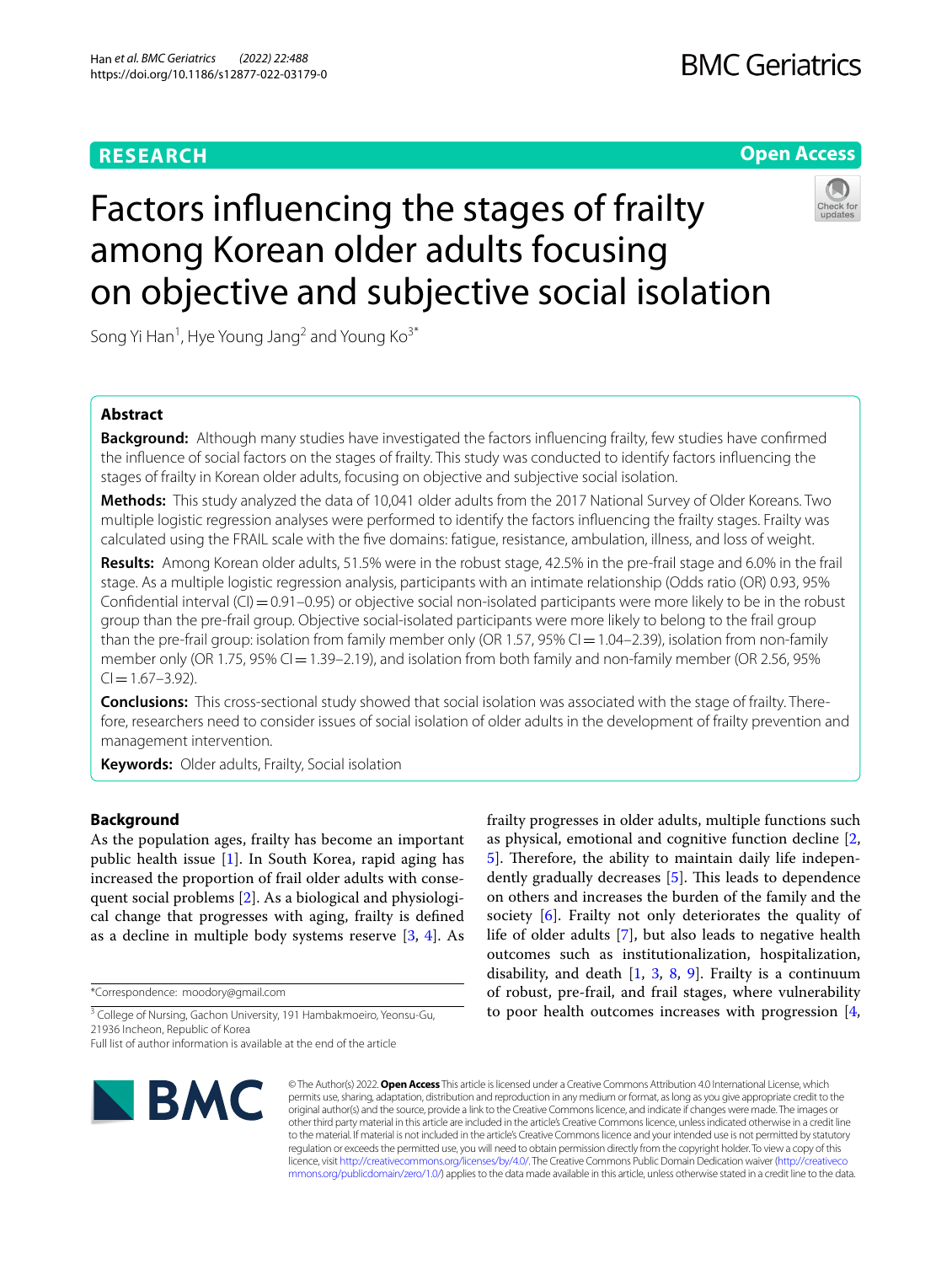**RESEARCH** **Open Access**

# Factors influencing the stages of frailty among Korean older adults focusing on objective and subjective social isolation

Song Yi Han[1], Hye Young Jang[2] and Young Ko[3*]

## Abstract

**Background:** Although many studies have investigated the factors influencing frailty, few studies have confirmed the influence of social factors on the stages of frailty. This study was conducted to identify factors influencing the stages of frailty in Korean older adults, focusing on objective and subjective social isolation.

**Methods:** This study analyzed the data of 10,041 older adults from the 2017 National Survey of Older Koreans. Two multiple logistic regression analyses were performed to identify the factors influencing the frailty stages. Frailty was calculated using the FRAIL scale with the five domains: fatigue, resistance, ambulation, illness, and loss of weight.

**Results:** Among Korean older adults, 51.5% were in the robust stage, 42.5% in the pre-frail stage and 6.0% in the frail stage. As a multiple logistic regression analysis, participants with an intimate relationship (Odds ratio (OR) 0.93, 95% Confidential interval (CI) = 0.91–0.95) or objective social non-isolated participants were more likely to be in the robust group than the pre-frail group. Objective social-isolated participants were more likely to belong to the frail group than the pre-frail group: isolation from family member only (OR 1.57, 95% CI = 1.04–2.39), isolation from non-family member only (OR 1.75, 95% CI = 1.39–2.19), and isolation from both family and non-family member (OR 2.56, 95% CI = 1.67–3.92).

**Conclusions:** This cross-sectional study showed that social isolation was associated with the stage of frailty. Therefore, researchers need to consider issues of social isolation of older adults in the development of frailty prevention and management intervention.

**Keywords:** Older adults, Frailty, Social isolation

## Background

As the population ages, frailty has become an important public health issue [1]. In South Korea, rapid aging has increased the proportion of frail older adults with consequent social problems [2]. As a biological and physiological change that progresses with aging, frailty is defined as a decline in multiple body systems reserve [3, 4]. As frailty progresses in older adults, multiple functions such as physical, emotional and cognitive function decline [2, 5]. Therefore, the ability to maintain daily life independently gradually decreases [5]. This leads to dependence on others and increases the burden of the family and the society [6]. Frailty not only deteriorates the quality of life of older adults [7], but also leads to negative health outcomes such as institutionalization, hospitalization, disability, and death [1, 3, 8, 9]. Frailty is a continuum of robust, pre-frail, and frail stages, where vulnerability to poor health outcomes increases with progression [4,

*Correspondence: moodory@gmail.com

[3] College of Nursing, Gachon University, 191 Hambakmoeiro, Yeonsu-Gu, 21936 Incheon, Republic of Korea

Full list of author information is available at the end of the article

© The Author(s) 2022. **Open Access** This article is licensed under a Creative Commons Attribution 4.0 International License, which permits use, sharing, adaptation, distribution and reproduction in any medium or format, as long as you give appropriate credit to the original author(s) and the source, provide a link to the Creative Commons licence, and indicate if changes were made. The images or other third party material in this article are included in the article's Creative Commons licence, unless indicated otherwise in a credit line to the material. If material is not included in the article's Creative Commons licence and your intended use is not permitted by statutory regulation or exceeds the permitted use, you will need to obtain permission directly from the copyright holder. To view a copy of this licence, visit http://creativecommons.org/licenses/by/4.0/. The Creative Commons Public Domain Dedication waiver (http://creativecommons.org/publicdomain/zero/1.0/) applies to the data made available in this article, unless otherwise stated in a credit line to the data.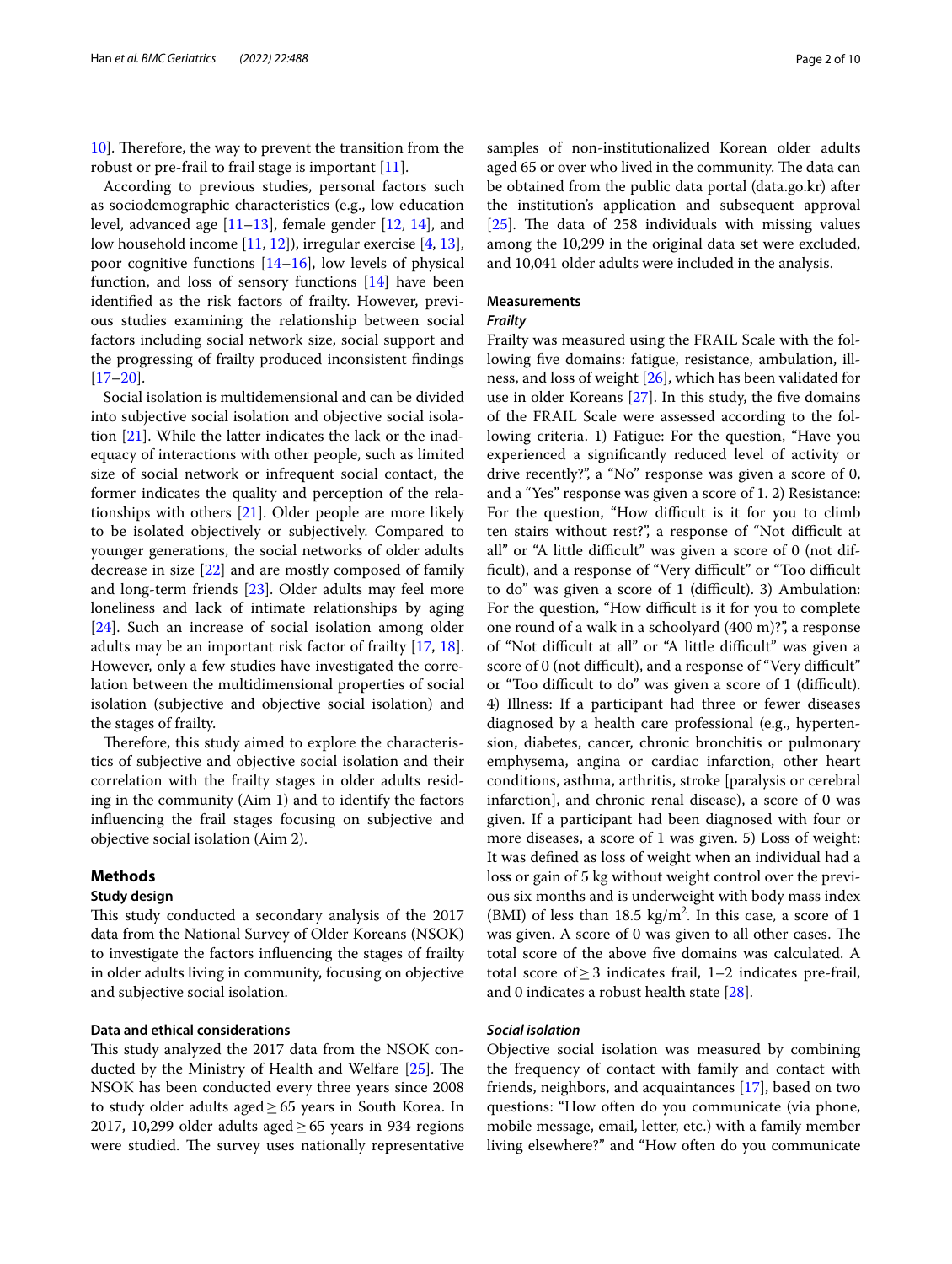10]. Therefore, the way to prevent the transition from the robust or pre-frail to frail stage is important [11].

According to previous studies, personal factors such as sociodemographic characteristics (e.g., low education level, advanced age [11–13], female gender [12, 14], and low household income [11, 12]), irregular exercise [4, 13], poor cognitive functions [14–16], low levels of physical function, and loss of sensory functions [14] have been identified as the risk factors of frailty. However, previous studies examining the relationship between social factors including social network size, social support and the progressing of frailty produced inconsistent findings [17–20].

Social isolation is multidemensional and can be divided into subjective social isolation and objective social isolation [21]. While the latter indicates the lack or the inadequacy of interactions with other people, such as limited size of social network or infrequent social contact, the former indicates the quality and perception of the relationships with others [21]. Older people are more likely to be isolated objectively or subjectively. Compared to younger generations, the social networks of older adults decrease in size [22] and are mostly composed of family and long-term friends [23]. Older adults may feel more loneliness and lack of intimate relationships by aging [24]. Such an increase of social isolation among older adults may be an important risk factor of frailty [17, 18]. However, only a few studies have investigated the correlation between the multidimensional properties of social isolation (subjective and objective social isolation) and the stages of frailty.

Therefore, this study aimed to explore the characteristics of subjective and objective social isolation and their correlation with the frailty stages in older adults residing in the community (Aim 1) and to identify the factors influencing the frail stages focusing on subjective and objective social isolation (Aim 2).

## Methods

### Study design

This study conducted a secondary analysis of the 2017 data from the National Survey of Older Koreans (NSOK) to investigate the factors influencing the stages of frailty in older adults living in community, focusing on objective and subjective social isolation.

### Data and ethical considerations

This study analyzed the 2017 data from the NSOK conducted by the Ministry of Health and Welfare [25]. The NSOK has been conducted every three years since 2008 to study older adults aged ≥ 65 years in South Korea. In 2017, 10,299 older adults aged ≥ 65 years in 934 regions were studied. The survey uses nationally representative samples of non-institutionalized Korean older adults aged 65 or over who lived in the community. The data can be obtained from the public data portal (data.go.kr) after the institution's application and subsequent approval [25]. The data of 258 individuals with missing values among the 10,299 in the original data set were excluded, and 10,041 older adults were included in the analysis.

### Measurements

#### *Frailty*

Frailty was measured using the FRAIL Scale with the following five domains: fatigue, resistance, ambulation, illness, and loss of weight [26], which has been validated for use in older Koreans [27]. In this study, the five domains of the FRAIL Scale were assessed according to the following criteria. 1) Fatigue: For the question, "Have you experienced a significantly reduced level of activity or drive recently?", a "No" response was given a score of 0, and a "Yes" response was given a score of 1. 2) Resistance: For the question, "How difficult is it for you to climb ten stairs without rest?", a response of "Not difficult at all" or "A little difficult" was given a score of 0 (not difficult), and a response of "Very difficult" or "Too difficult to do" was given a score of 1 (difficult). 3) Ambulation: For the question, "How difficult is it for you to complete one round of a walk in a schoolyard (400 m)?", a response of "Not difficult at all" or "A little difficult" was given a score of 0 (not difficult), and a response of "Very difficult" or "Too difficult to do" was given a score of 1 (difficult). 4) Illness: If a participant had three or fewer diseases diagnosed by a health care professional (e.g., hypertension, diabetes, cancer, chronic bronchitis or pulmonary emphysema, angina or cardiac infarction, other heart conditions, asthma, arthritis, stroke [paralysis or cerebral infarction], and chronic renal disease), a score of 0 was given. If a participant had been diagnosed with four or more diseases, a score of 1 was given. 5) Loss of weight: It was defined as loss of weight when an individual had a loss or gain of 5 kg without weight control over the previous six months and is underweight with body mass index (BMI) of less than 18.5 kg/m$^2$. In this case, a score of 1 was given. A score of 0 was given to all other cases. The total score of the above five domains was calculated. A total score of ≥ 3 indicates frail, 1–2 indicates pre-frail, and 0 indicates a robust health state [28].

#### *Social isolation*

Objective social isolation was measured by combining the frequency of contact with family and contact with friends, neighbors, and acquaintances [17], based on two questions: "How often do you communicate (via phone, mobile message, email, letter, etc.) with a family member living elsewhere?" and "How often do you communicate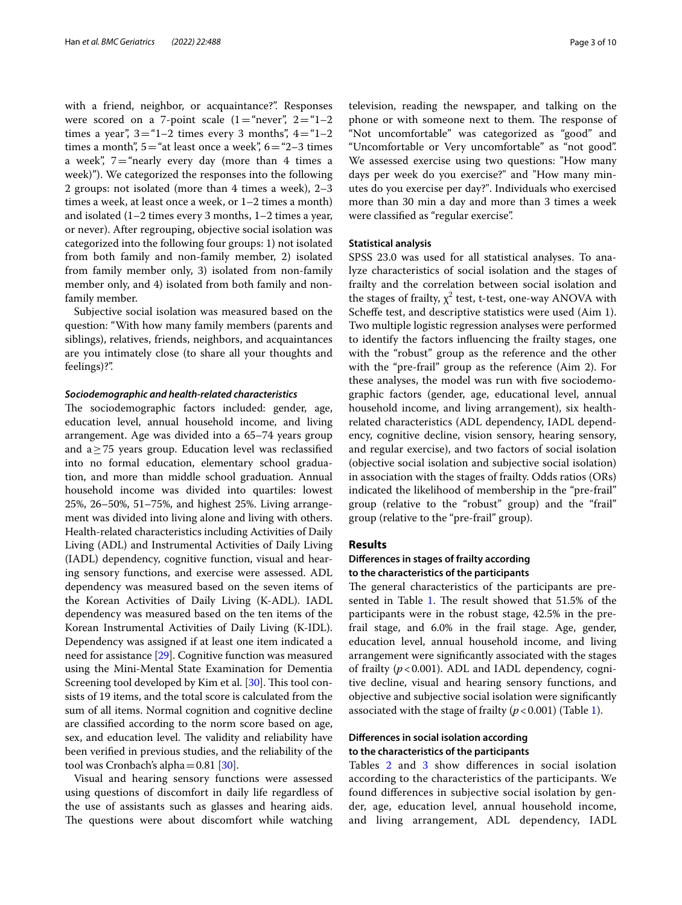with a friend, neighbor, or acquaintance?". Responses were scored on a 7-point scale (1 = "never", 2 = "1–2 times a year", 3 = "1–2 times every 3 months", 4 = "1–2 times a month", 5 = "at least once a week", 6 = "2–3 times a week", 7 = "nearly every day (more than 4 times a week)"). We categorized the responses into the following 2 groups: not isolated (more than 4 times a week), 2–3 times a week, at least once a week, or 1–2 times a month) and isolated (1–2 times every 3 months, 1–2 times a year, or never). After regrouping, objective social isolation was categorized into the following four groups: 1) not isolated from both family and non-family member, 2) isolated from family member only, 3) isolated from non-family member only, and 4) isolated from both family and non-family member.

Subjective social isolation was measured based on the question: "With how many family members (parents and siblings), relatives, friends, neighbors, and acquaintances are you intimately close (to share all your thoughts and feelings)?".

#### *Sociodemographic and health-related characteristics*

The sociodemographic factors included: gender, age, education level, annual household income, and living arrangement. Age was divided into a 65–74 years group and a ≥ 75 years group. Education level was reclassified into no formal education, elementary school graduation, and more than middle school graduation. Annual household income was divided into quartiles: lowest 25%, 26–50%, 51–75%, and highest 25%. Living arrangement was divided into living alone and living with others. Health-related characteristics including Activities of Daily Living (ADL) and Instrumental Activities of Daily Living (IADL) dependency, cognitive function, visual and hearing sensory functions, and exercise were assessed. ADL dependency was measured based on the seven items of the Korean Activities of Daily Living (K-ADL). IADL dependency was measured based on the ten items of the Korean Instrumental Activities of Daily Living (K-IDL). Dependency was assigned if at least one item indicated a need for assistance [29]. Cognitive function was measured using the Mini-Mental State Examination for Dementia Screening tool developed by Kim et al. [30]. This tool consists of 19 items, and the total score is calculated from the sum of all items. Normal cognition and cognitive decline are classified according to the norm score based on age, sex, and education level. The validity and reliability have been verified in previous studies, and the reliability of the tool was Cronbach's alpha = 0.81 [30].

Visual and hearing sensory functions were assessed using questions of discomfort in daily life regardless of the use of assistants such as glasses and hearing aids. The questions were about discomfort while watching television, reading the newspaper, and talking on the phone or with someone next to them. The response of "Not uncomfortable" was categorized as "good" and "Uncomfortable or Very uncomfortable" as "not good". We assessed exercise using two questions: "How many days per week do you exercise?" and "How many minutes do you exercise per day?". Individuals who exercised more than 30 min a day and more than 3 times a week were classified as "regular exercise".

### Statistical analysis

SPSS 23.0 was used for all statistical analyses. To analyze characteristics of social isolation and the stages of frailty and the correlation between social isolation and the stages of frailty, $\chi^2$ test, t-test, one-way ANOVA with Scheffe test, and descriptive statistics were used (Aim 1). Two multiple logistic regression analyses were performed to identify the factors influencing the frailty stages, one with the "robust" group as the reference and the other with the "pre-frail" group as the reference (Aim 2). For these analyses, the model was run with five sociodemographic factors (gender, age, educational level, annual household income, and living arrangement), six health-related characteristics (ADL dependency, IADL dependency, cognitive decline, vision sensory, hearing sensory, and regular exercise), and two factors of social isolation (objective social isolation and subjective social isolation) in association with the stages of frailty. Odds ratios (ORs) indicated the likelihood of membership in the "pre-frail" group (relative to the "robust" group) and the "frail" group (relative to the "pre-frail" group).

## Results

### Differences in stages of frailty according to the characteristics of the participants

The general characteristics of the participants are presented in Table 1. The result showed that 51.5% of the participants were in the robust stage, 42.5% in the pre-frail stage, and 6.0% in the frail stage. Age, gender, education level, annual household income, and living arrangement were significantly associated with the stages of frailty ($p < 0.001$). ADL and IADL dependency, cognitive decline, visual and hearing sensory functions, and objective and subjective social isolation were significantly associated with the stage of frailty ($p < 0.001$) (Table 1).

### Differences in social isolation according to the characteristics of the participants

Tables 2 and 3 show differences in social isolation according to the characteristics of the participants. We found differences in subjective social isolation by gender, age, education level, annual household income, and living arrangement, ADL dependency, IADL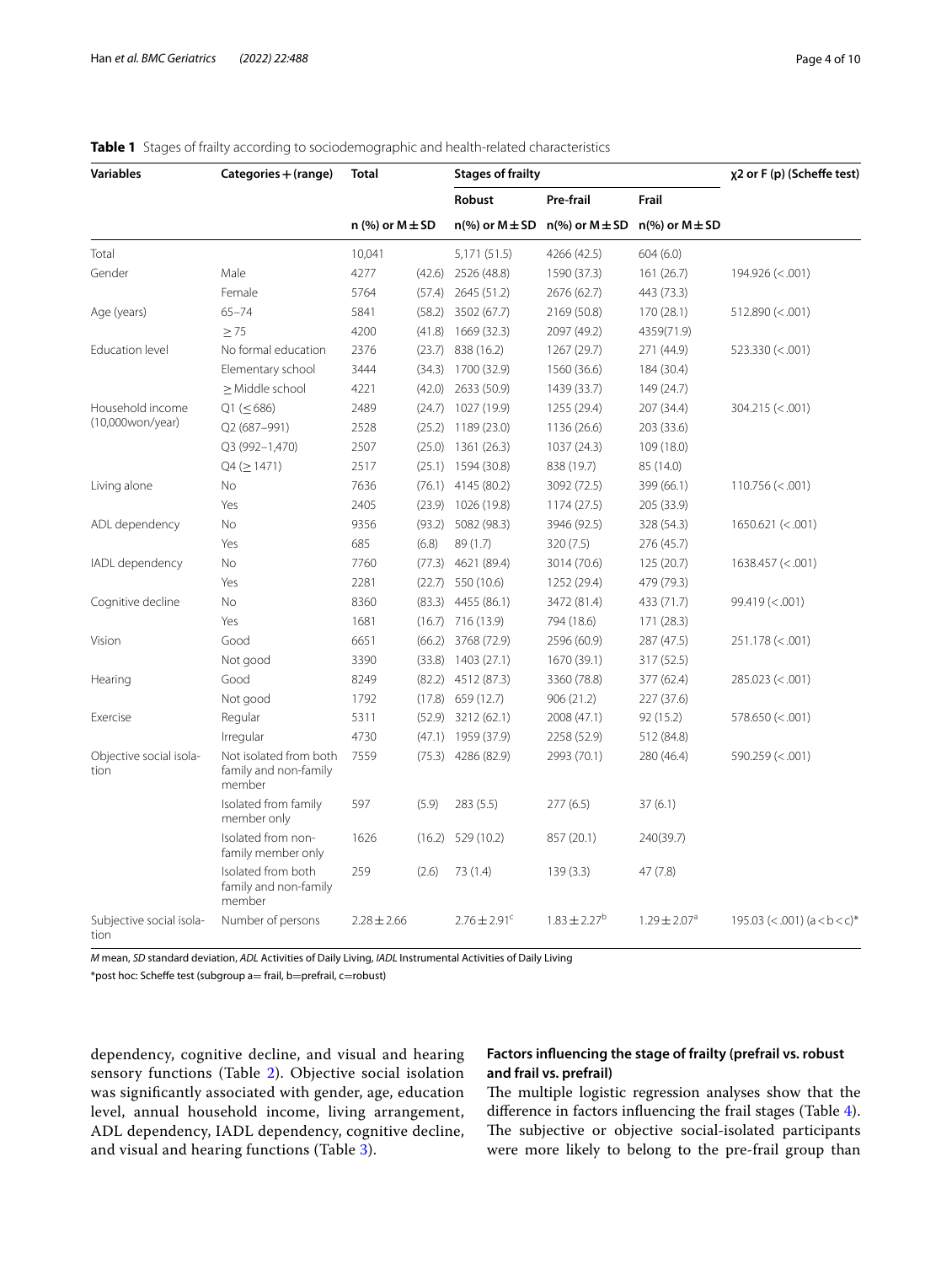**Table 1** Stages of frailty according to sociodemographic and health-related characteristics

| Variables | Categories + (range) | Total | | Stages of frailty | | | χ2 or F (p) (Scheffe test) |
|---|---|---|---|---|---|---|---|
| | | | | Robust | Pre-frail | Frail | |
| | | n (%) or M ± SD | | n(%) or M ± SD | n(%) or M ± SD | n(%) or M ± SD | |
| Total | | 10,041 | | 5,171 (51.5) | 4266 (42.5) | 604 (6.0) | |
| Gender | Male | 4277 | (42.6) | 2526 (48.8) | 1590 (37.3) | 161 (26.7) | 194.926 (< .001) |
| | Female | 5764 | (57.4) | 2645 (51.2) | 2676 (62.7) | 443 (73.3) | |
| Age (years) | 65–74 | 5841 | (58.2) | 3502 (67.7) | 2169 (50.8) | 170 (28.1) | 512.890 (< .001) |
| | ≥ 75 | 4200 | (41.8) | 1669 (32.3) | 2097 (49.2) | 4359(71.9) | |
| Education level | No formal education | 2376 | (23.7) | 838 (16.2) | 1267 (29.7) | 271 (44.9) | 523.330 (< .001) |
| | Elementary school | 3444 | (34.3) | 1700 (32.9) | 1560 (36.6) | 184 (30.4) | |
| | ≥ Middle school | 4221 | (42.0) | 2633 (50.9) | 1439 (33.7) | 149 (24.7) | |
| Household income (10,000won/year) | Q1 (≤ 686) | 2489 | (24.7) | 1027 (19.9) | 1255 (29.4) | 207 (34.4) | 304.215 (< .001) |
| | Q2 (687–991) | 2528 | (25.2) | 1189 (23.0) | 1136 (26.6) | 203 (33.6) | |
| | Q3 (992–1,470) | 2507 | (25.0) | 1361 (26.3) | 1037 (24.3) | 109 (18.0) | |
| | Q4 (≥ 1471) | 2517 | (25.1) | 1594 (30.8) | 838 (19.7) | 85 (14.0) | |
| Living alone | No | 7636 | (76.1) | 4145 (80.2) | 3092 (72.5) | 399 (66.1) | 110.756 (< .001) |
| | Yes | 2405 | (23.9) | 1026 (19.8) | 1174 (27.5) | 205 (33.9) | |
| ADL dependency | No | 9356 | (93.2) | 5082 (98.3) | 3946 (92.5) | 328 (54.3) | 1650.621 (< .001) |
| | Yes | 685 | (6.8) | 89 (1.7) | 320 (7.5) | 276 (45.7) | |
| IADL dependency | No | 7760 | (77.3) | 4621 (89.4) | 3014 (70.6) | 125 (20.7) | 1638.457 (< .001) |
| | Yes | 2281 | (22.7) | 550 (10.6) | 1252 (29.4) | 479 (79.3) | |
| Cognitive decline | No | 8360 | (83.3) | 4455 (86.1) | 3472 (81.4) | 433 (71.7) | 99.419 (< .001) |
| | Yes | 1681 | (16.7) | 716 (13.9) | 794 (18.6) | 171 (28.3) | |
| Vision | Good | 6651 | (66.2) | 3768 (72.9) | 2596 (60.9) | 287 (47.5) | 251.178 (< .001) |
| | Not good | 3390 | (33.8) | 1403 (27.1) | 1670 (39.1) | 317 (52.5) | |
| Hearing | Good | 8249 | (82.2) | 4512 (87.3) | 3360 (78.8) | 377 (62.4) | 285.023 (< .001) |
| | Not good | 1792 | (17.8) | 659 (12.7) | 906 (21.2) | 227 (37.6) | |
| Exercise | Regular | 5311 | (52.9) | 3212 (62.1) | 2008 (47.1) | 92 (15.2) | 578.650 (< .001) |
| | Irregular | 4730 | (47.1) | 1959 (37.9) | 2258 (52.9) | 512 (84.8) | |
| Objective social isolation | Not isolated from both family and non-family member | 7559 | (75.3) | 4286 (82.9) | 2993 (70.1) | 280 (46.4) | 590.259 (< .001) |
| | Isolated from family member only | 597 | (5.9) | 283 (5.5) | 277 (6.5) | 37 (6.1) | |
| | Isolated from non-family member only | 1626 | (16.2) | 529 (10.2) | 857 (20.1) | 240(39.7) | |
| | Isolated from both family and non-family member | 259 | (2.6) | 73 (1.4) | 139 (3.3) | 47 (7.8) | |
| Subjective social isolation | Number of persons | 2.28 ± 2.66 | | 2.76 ± 2.91[c] | 1.83 ± 2.27[b] | 1.29 ± 2.07[a] | 195.03 (< .001) (a < b < c)* |

*M* mean, *SD* standard deviation, *ADL* Activities of Daily Living, *IADL* Instrumental Activities of Daily Living

*post hoc: Scheffe test (subgroup a= frail, b=prefrail, c=robust)

dependency, cognitive decline, and visual and hearing sensory functions (Table 2). Objective social isolation was significantly associated with gender, age, education level, annual household income, living arrangement, ADL dependency, IADL dependency, cognitive decline, and visual and hearing functions (Table 3).

### Factors influencing the stage of frailty (prefrail vs. robust and frail vs. prefrail)

The multiple logistic regression analyses show that the difference in factors influencing the frail stages (Table 4). The subjective or objective social-isolated participants were more likely to belong to the pre-frail group than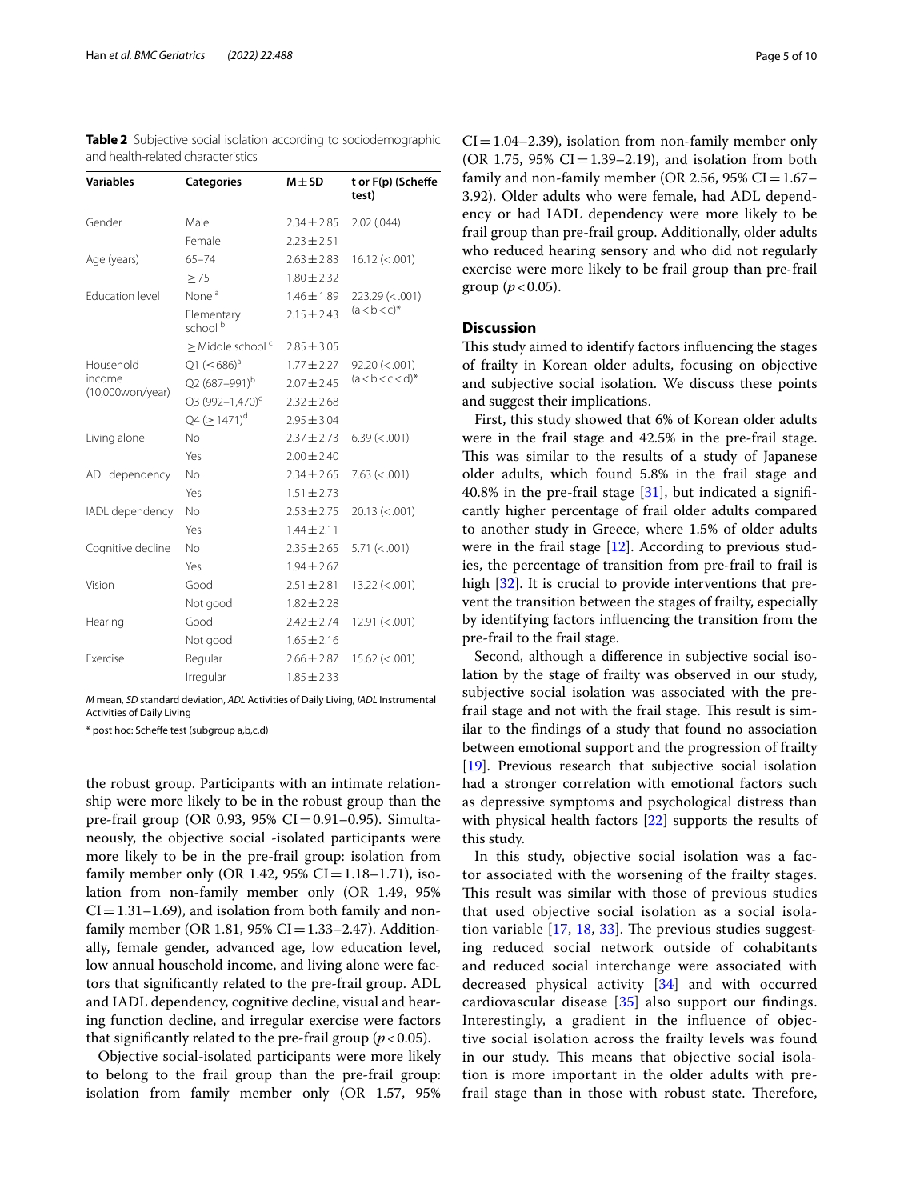**Table 2** Subjective social isolation according to sociodemographic and health-related characteristics

| Variables | Categories | M ± SD | t or F(p) (Scheffe test) |
|---|---|---|---|
| Gender | Male | 2.34 ± 2.85 | 2.02 (.044) |
| | Female | 2.23 ± 2.51 | |
| Age (years) | 65–74 | 2.63 ± 2.83 | 16.12 (< .001) |
| | ≥ 75 | 1.80 ± 2.32 | |
| Education level | None [a] | 1.46 ± 1.89 | 223.29 (< .001) (a < b < c)* |
| | Elementary school [b] | 2.15 ± 2.43 | |
| | ≥ Middle school [c] | 2.85 ± 3.05 | |
| Household income (10,000won/year) | Q1 (≤ 686)[a] | 1.77 ± 2.27 | 92.20 (< .001) (a < b < c < d)* |
| | Q2 (687–991)[b] | 2.07 ± 2.45 | |
| | Q3 (992–1,470)[c] | 2.32 ± 2.68 | |
| | Q4 (≥ 1471)[d] | 2.95 ± 3.04 | |
| Living alone | No | 2.37 ± 2.73 | 6.39 (< .001) |
| | Yes | 2.00 ± 2.40 | |
| ADL dependency | No | 2.34 ± 2.65 | 7.63 (< .001) |
| | Yes | 1.51 ± 2.73 | |
| IADL dependency | No | 2.53 ± 2.75 | 20.13 (< .001) |
| | Yes | 1.44 ± 2.11 | |
| Cognitive decline | No | 2.35 ± 2.65 | 5.71 (< .001) |
| | Yes | 1.94 ± 2.67 | |
| Vision | Good | 2.51 ± 2.81 | 13.22 (< .001) |
| | Not good | 1.82 ± 2.28 | |
| Hearing | Good | 2.42 ± 2.74 | 12.91 (< .001) |
| | Not good | 1.65 ± 2.16 | |
| Exercise | Regular | 2.66 ± 2.87 | 15.62 (< .001) |
| | Irregular | 1.85 ± 2.33 | |

*M* mean, *SD* standard deviation, *ADL* Activities of Daily Living, *IADL* Instrumental Activities of Daily Living

* post hoc: Scheffe test (subgroup a,b,c,d)

the robust group. Participants with an intimate relationship were more likely to be in the robust group than the pre-frail group (OR 0.93, 95% CI = 0.91–0.95). Simultaneously, the objective social -isolated participants were more likely to be in the pre-frail group: isolation from family member only (OR 1.42, 95% CI = 1.18–1.71), isolation from non-family member only (OR 1.49, 95% CI = 1.31–1.69), and isolation from both family and non-family member (OR 1.81, 95% CI = 1.33–2.47). Additionally, female gender, advanced age, low education level, low annual household income, and living alone were factors that significantly related to the pre-frail group. ADL and IADL dependency, cognitive decline, visual and hearing function decline, and irregular exercise were factors that significantly related to the pre-frail group ($p < 0.05$).

Objective social-isolated participants were more likely to belong to the frail group than the pre-frail group: isolation from family member only (OR 1.57, 95% CI = 1.04–2.39), isolation from non-family member only (OR 1.75, 95% CI = 1.39–2.19), and isolation from both family and non-family member (OR 2.56, 95% CI = 1.67–3.92). Older adults who were female, had ADL dependency or had IADL dependency were more likely to be frail group than pre-frail group. Additionally, older adults who reduced hearing sensory and who did not regularly exercise were more likely to be frail than pre-frail group ($p < 0.05$).

## Discussion

This study aimed to identify factors influencing the stages of frailty in Korean older adults, focusing on objective and subjective social isolation. We discuss these points and suggest their implications.

First, this study showed that 6% of Korean older adults were in the frail stage and 42.5% in the pre-frail stage. This was similar to the results of a study of Japanese older adults, which found 5.8% in the frail stage and 40.8% in the pre-frail stage [31], but indicated a significantly higher percentage of frail older adults compared to another study in Greece, where 1.5% of older adults were in the frail stage [12]. According to previous studies, the percentage of transition from pre-frail to frail is high [32]. It is crucial to provide interventions that prevent the transition between the stages of frailty, especially by identifying factors influencing the transition from the pre-frail to the frail stage.

Second, although a difference in subjective social isolation by the stage of frailty was observed in our study, subjective social isolation was associated with the pre-frail stage and not with the frail stage. This result is similar to the findings of a study that found no association between emotional support and the progression of frailty [19]. Previous research that subjective social isolation had a stronger correlation with emotional factors such as depressive symptoms and psychological distress than with physical health factors [22] supports the results of this study.

In this study, objective social isolation was a factor associated with the worsening of the frailty stages. This result was similar with those of previous studies that used objective social isolation as a social isolation variable [17, 18, 33]. The previous studies suggesting reduced social network outside of cohabitants and reduced social interchange were associated with decreased physical activity [34] and with occurred cardiovascular disease [35] also support our findings. Interestingly, a gradient in the influence of objective social isolation across the frailty levels was found in our study. This means that objective social isolation is more important in the older adults with pre-frail stage than in those with robust state. Therefore,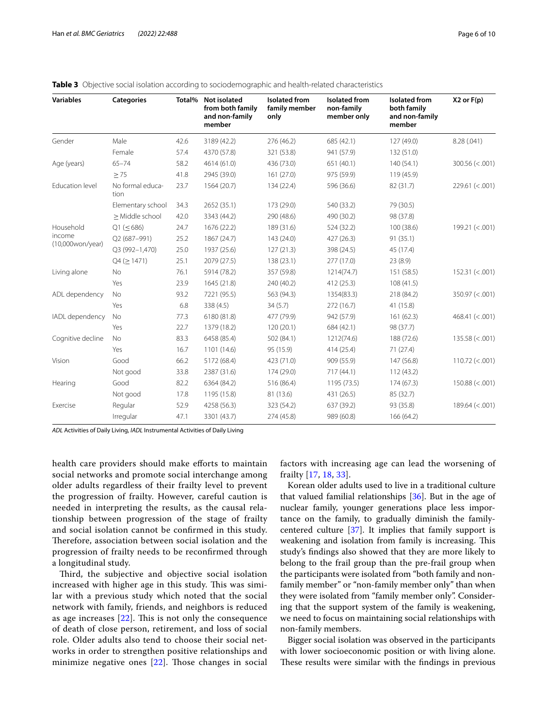**Table 3** Objective social isolation according to sociodemographic and health-related characteristics

| Variables | Categories | Total% | Not isolated from both family and non-family member | Isolated from family member only | Isolated from non-family member only | Isolated from both family and non-family member | X2 or F(p) |
|---|---|---|---|---|---|---|---|
| Gender | Male | 42.6 | 3189 (42.2) | 276 (46.2) | 685 (42.1) | 127 (49.0) | 8.28 (.041) |
| | Female | 57.4 | 4370 (57.8) | 321 (53.8) | 941 (57.9) | 132 (51.0) | |
| Age (years) | 65–74 | 58.2 | 4614 (61.0) | 436 (73.0) | 651 (40.1) | 140 (54.1) | 300.56 (<.001) |
| | ≥ 75 | 41.8 | 2945 (39.0) | 161 (27.0) | 975 (59.9) | 119 (45.9) | |
| Education level | No formal education | 23.7 | 1564 (20.7) | 134 (22.4) | 596 (36.6) | 82 (31.7) | 229.61 (<.001) |
| | Elementary school | 34.3 | 2652 (35.1) | 173 (29.0) | 540 (33.2) | 79 (30.5) | |
| | ≥ Middle school | 42.0 | 3343 (44.2) | 290 (48.6) | 490 (30.2) | 98 (37.8) | |
| Household income (10,000won/year) | Q1 (≤ 686) | 24.7 | 1676 (22.2) | 189 (31.6) | 524 (32.2) | 100 (38.6) | 199.21 (<.001) |
| | Q2 (687–991) | 25.2 | 1867 (24.7) | 143 (24.0) | 427 (26.3) | 91 (35.1) | |
| | Q3 (992–1,470) | 25.0 | 1937 (25.6) | 127 (21.3) | 398 (24.5) | 45 (17.4) | |
| | Q4 (≥ 1471) | 25.1 | 2079 (27.5) | 138 (23.1) | 277 (17.0) | 23 (8.9) | |
| Living alone | No | 76.1 | 5914 (78.2) | 357 (59.8) | 1214(74.7) | 151 (58.5) | 152.31 (<.001) |
| | Yes | 23.9 | 1645 (21.8) | 240 (40.2) | 412 (25.3) | 108 (41.5) | |
| ADL dependency | No | 93.2 | 7221 (95.5) | 563 (94.3) | 1354(83.3) | 218 (84.2) | 350.97 (<.001) |
| | Yes | 6.8 | 338 (4.5) | 34 (5.7) | 272 (16.7) | 41 (15.8) | |
| IADL dependency | No | 77.3 | 6180 (81.8) | 477 (79.9) | 942 (57.9) | 161 (62.3) | 468.41 (<.001) |
| | Yes | 22.7 | 1379 (18.2) | 120 (20.1) | 684 (42.1) | 98 (37.7) | |
| Cognitive decline | No | 83.3 | 6458 (85.4) | 502 (84.1) | 1212(74.6) | 188 (72.6) | 135.58 (<.001) |
| | Yes | 16.7 | 1101 (14.6) | 95 (15.9) | 414 (25.4) | 71 (27.4) | |
| Vision | Good | 66.2 | 5172 (68.4) | 423 (71.0) | 909 (55.9) | 147 (56.8) | 110.72 (<.001) |
| | Not good | 33.8 | 2387 (31.6) | 174 (29.0) | 717 (44.1) | 112 (43.2) | |
| Hearing | Good | 82.2 | 6364 (84.2) | 516 (86.4) | 1195 (73.5) | 174 (67.3) | 150.88 (<.001) |
| | Not good | 17.8 | 1195 (15.8) | 81 (13.6) | 431 (26.5) | 85 (32.7) | |
| Exercise | Regular | 52.9 | 4258 (56.3) | 323 (54.2) | 637 (39.2) | 93 (35.8) | 189.64 (<.001) |
| | Irregular | 47.1 | 3301 (43.7) | 274 (45.8) | 989 (60.8) | 166 (64.2) | |

*ADL* Activities of Daily Living, *IADL* Instrumental Activities of Daily Living

health care providers should make efforts to maintain social networks and promote social interchange among older adults regardless of their frailty level to prevent the progression of frailty. However, careful caution is needed in interpreting the results, as the causal relationship between progression of the stage of frailty and social isolation cannot be confirmed in this study. Therefore, association between social isolation and the progression of frailty needs to be reconfirmed through a longitudinal study.

Third, the subjective and objective social isolation increased with higher age in this study. This was similar with a previous study which noted that the social network with family, friends, and neighbors is reduced as age increases [22]. This is not only the consequence of death of close person, retirement, and loss of social role. Older adults also tend to choose their social networks in order to strengthen positive relationships and minimize negative ones [22]. Those changes in social factors with increasing age can lead the worsening of frailty [17, 18, 33].

Korean older adults used to live in a traditional culture that valued familial relationships [36]. But in the age of nuclear family, younger generations place less importance on the family, to gradually diminish the family-centered culture [37]. It implies that family support is weakening and isolation from family is increasing. This study's findings also showed that they are more likely to belong to the frail group than the pre-frail group when the participants were isolated from "both family and non-family member" or "non-family member only" than when they were isolated from "family member only". Considering that the support system of the family is weakening, we need to focus on maintaining social relationships with non-family members.

Bigger social isolation was observed in the participants with lower socioeconomic position or with living alone. These results were similar with the findings in previous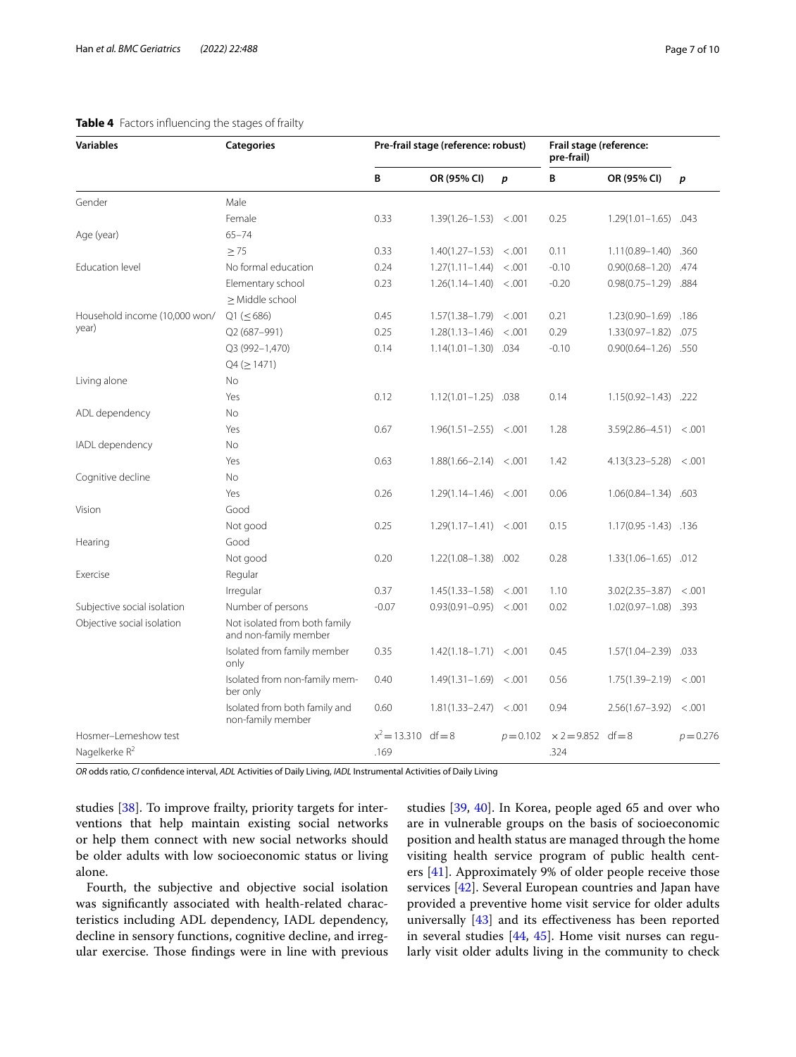**Table 4** Factors influencing the stages of frailty

| Variables | Categories | Pre-frail stage (reference: robust) | | | Frail stage (reference: pre-frail) | | |
|---|---|---|---|---|---|---|---|
| | | B | OR (95% CI) | *p* | B | OR (95% CI) | *p* |
| Gender | Male | | | | | | |
| | Female | 0.33 | 1.39(1.26–1.53) | <.001 | 0.25 | 1.29(1.01–1.65) | .043 |
| Age (year) | 65–74 | | | | | | |
| | ≥ 75 | 0.33 | 1.40(1.27–1.53) | <.001 | 0.11 | 1.11(0.89–1.40) | .360 |
| Education level | No formal education | 0.24 | 1.27(1.11–1.44) | <.001 | -0.10 | 0.90(0.68–1.20) | .474 |
| | Elementary school | 0.23 | 1.26(1.14–1.40) | <.001 | -0.20 | 0.98(0.75–1.29) | .884 |
| | ≥ Middle school | | | | | | |
| Household income (10,000 won/year) | Q1 (≤ 686) | 0.45 | 1.57(1.38–1.79) | <.001 | 0.21 | 1.23(0.90–1.69) | .186 |
| | Q2 (687–991) | 0.25 | 1.28(1.13–1.46) | <.001 | 0.29 | 1.33(0.97–1.82) | .075 |
| | Q3 (992–1,470) | 0.14 | 1.14(1.01–1.30) | .034 | -0.10 | 0.90(0.64–1.26) | .550 |
| | Q4 (≥ 1471) | | | | | | |
| Living alone | No | | | | | | |
| | Yes | 0.12 | 1.12(1.01–1.25) | .038 | 0.14 | 1.15(0.92–1.43) | .222 |
| ADL dependency | No | | | | | | |
| | Yes | 0.67 | 1.96(1.51–2.55) | <.001 | 1.28 | 3.59(2.86–4.51) | <.001 |
| IADL dependency | No | | | | | | |
| | Yes | 0.63 | 1.88(1.66–2.14) | <.001 | 1.42 | 4.13(3.23–5.28) | <.001 |
| Cognitive decline | No | | | | | | |
| | Yes | 0.26 | 1.29(1.14–1.46) | <.001 | 0.06 | 1.06(0.84–1.34) | .603 |
| Vision | Good | | | | | | |
| | Not good | 0.25 | 1.29(1.17–1.41) | <.001 | 0.15 | 1.17(0.95 -1.43) | .136 |
| Hearing | Good | | | | | | |
| | Not good | 0.20 | 1.22(1.08–1.38) | .002 | 0.28 | 1.33(1.06–1.65) | .012 |
| Exercise | Regular | | | | | | |
| | Irregular | 0.37 | 1.45(1.33–1.58) | <.001 | 1.10 | 3.02(2.35–3.87) | <.001 |
| Subjective social isolation | Number of persons | -0.07 | 0.93(0.91–0.95) | <.001 | 0.02 | 1.02(0.97–1.08) | .393 |
| Objective social isolation | Not isolated from both family and non-family member | | | | | | |
| | Isolated from family member only | 0.35 | 1.42(1.18–1.71) | <.001 | 0.45 | 1.57(1.04–2.39) | .033 |
| | Isolated from non-family member only | 0.40 | 1.49(1.31–1.69) | <.001 | 0.56 | 1.75(1.39–2.19) | <.001 |
| | Isolated from both family and non-family member | 0.60 | 1.81(1.33–2.47) | <.001 | 0.94 | 2.56(1.67–3.92) | <.001 |
| Hosmer–Lemeshow test | | $x^2=13.310$ | df = 8 | $p=0.102$ | $\times 2=9.852$ | df = 8 | $p=0.276$ |
| Nagelkerke $R^2$ | | .169 | | | .324 | | |

*OR* odds ratio, *CI* confidence interval, *ADL* Activities of Daily Living, *IADL* Instrumental Activities of Daily Living

studies [38]. To improve frailty, priority targets for interventions that help maintain existing social networks or help them connect with new social networks should be older adults with low socioeconomic status or living alone.

Fourth, the subjective and objective social isolation was significantly associated with health-related characteristics including ADL dependency, IADL dependency, decline in sensory functions, cognitive decline, and irregular exercise. Those findings were in line with previous studies [39, 40]. In Korea, people aged 65 and over who are in vulnerable groups on the basis of socioeconomic position and health status are managed through the home visiting health service program of public health centers [41]. Approximately 9% of older people receive those services [42]. Several European countries and Japan have provided a preventive home visit service for older adults universally [43] and its effectiveness has been reported in several studies [44, 45]. Home visit nurses can regularly visit older adults living in the community to check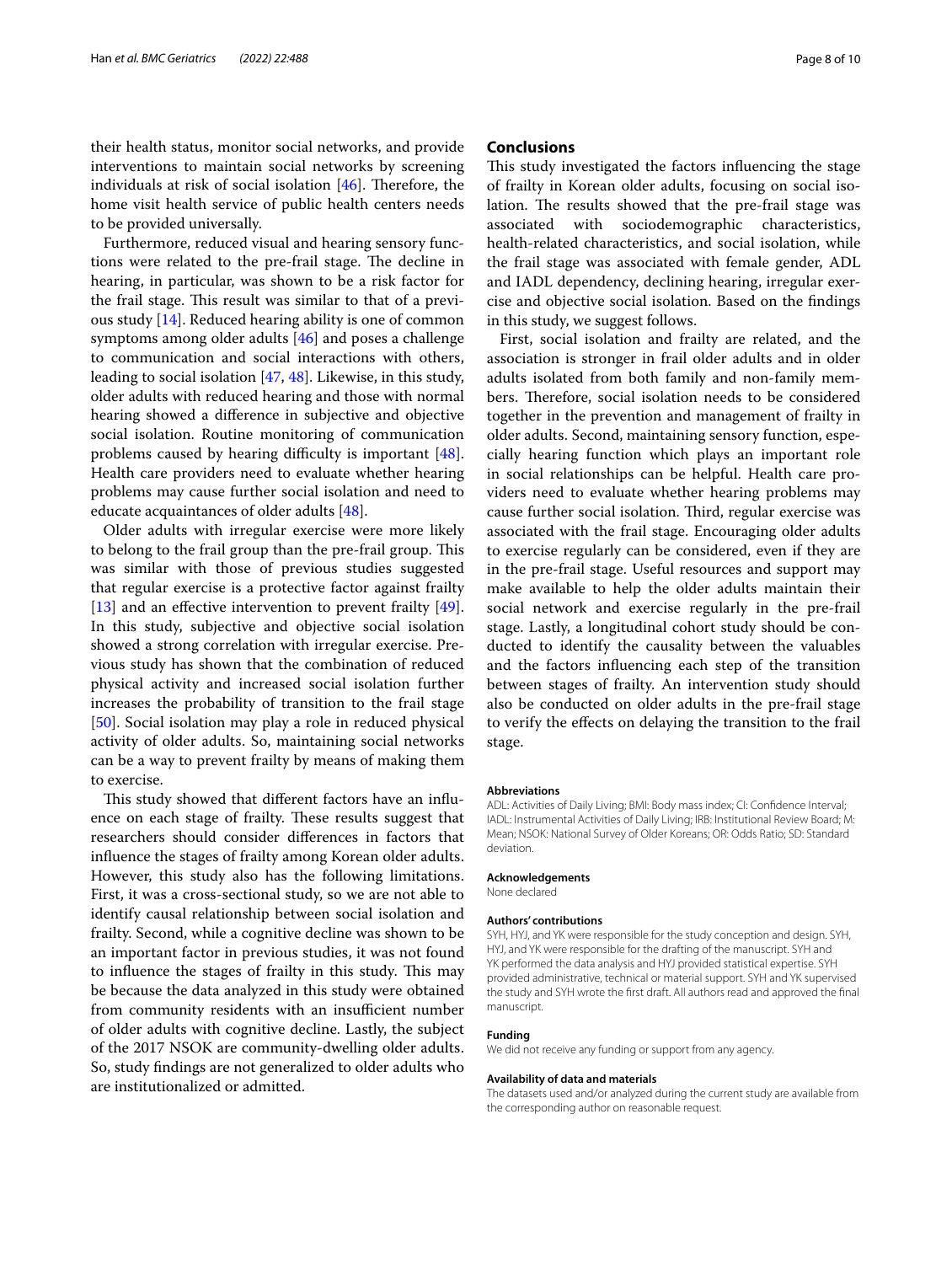their health status, monitor social networks, and provide interventions to maintain social networks by screening individuals at risk of social isolation [46]. Therefore, the home visit health service of public health centers needs to be provided universally.

Furthermore, reduced visual and hearing sensory functions were related to the pre-frail stage. The decline in hearing, in particular, was shown to be a risk factor for the frail stage. This result was similar to that of a previous study [14]. Reduced hearing ability is one of common symptoms among older adults [46] and poses a challenge to communication and social interactions with others, leading to social isolation [47, 48]. Likewise, in this study, older adults with reduced hearing and those with normal hearing showed a difference in subjective and objective social isolation. Routine monitoring of communication problems caused by hearing difficulty is important [48]. Health care providers need to evaluate whether hearing problems may cause further social isolation and need to educate acquaintances of older adults [48].

Older adults with irregular exercise were more likely to belong to the frail group than the pre-frail group. This was similar with those of previous studies suggested that regular exercise is a protective factor against frailty [13] and an effective intervention to prevent frailty [49]. In this study, subjective and objective social isolation showed a strong correlation with irregular exercise. Previous study has shown that the combination of reduced physical activity and increased social isolation further increases the probability of transition to the frail stage [50]. Social isolation may play a role in reduced physical activity of older adults. So, maintaining social networks can be a way to prevent frailty by means of making them to exercise.

This study showed that different factors have an influence on each stage of frailty. These results suggest that researchers should consider differences in factors that influence the stages of frailty among Korean older adults. However, this study also has the following limitations. First, it was a cross-sectional study, so we are not able to identify causal relationship between social isolation and frailty. Second, while a cognitive decline was shown to be an important factor in previous studies, it was not found to influence the stages of frailty in this study. This may be because the data analyzed in this study were obtained from community residents with an insufficient number of older adults with cognitive decline. Lastly, the subject of the 2017 NSOK are community-dwelling older adults. So, study findings are not generalized to older adults who are institutionalized or admitted.

## Conclusions

This study investigated the factors influencing the stage of frailty in Korean older adults, focusing on social isolation. The results showed that the pre-frail stage was associated with sociodemographic characteristics, health-related characteristics, and social isolation, while the frail stage was associated with female gender, ADL and IADL dependency, declining hearing, irregular exercise and objective social isolation. Based on the findings in this study, we suggest follows.

First, social isolation and frailty are related, and the association is stronger in frail older adults and in older adults isolated from both family and non-family members. Therefore, social isolation needs to be considered together in the prevention and management of frailty in older adults. Second, maintaining sensory function, especially hearing function which plays an important role in social relationships can be helpful. Health care providers need to evaluate whether hearing problems may cause further social isolation. Third, regular exercise was associated with the frail stage. Encouraging older adults to exercise regularly can be considered, even if they are in the pre-frail stage. Useful resources and support may make available to help the older adults maintain their social network and exercise regularly in the pre-frail stage. Lastly, a longitudinal cohort study should be conducted to identify the causality between the valuables and the factors influencing each step of the transition between stages of frailty. An intervention study should also be conducted on older adults in the pre-frail stage to verify the effects on delaying the transition to the frail stage.

#### Abbreviations

ADL: Activities of Daily Living; BMI: Body mass index; CI: Confidence Interval; IADL: Instrumental Activities of Daily Living; IRB: Institutional Review Board; M: Mean; NSOK: National Survey of Older Koreans; OR: Odds Ratio; SD: Standard deviation.

#### Acknowledgements

None declared

#### Authors' contributions

SYH, HYJ, and YK were responsible for the study conception and design. SYH, HYJ, and YK were responsible for the drafting of the manuscript. SYH and YK performed the data analysis and HYJ provided statistical expertise. SYH provided administrative, technical or material support. SYH and YK supervised the study and SYH wrote the first draft. All authors read and approved the final manuscript.

#### Funding

We did not receive any funding or support from any agency.

#### Availability of data and materials

The datasets used and/or analyzed during the current study are available from the corresponding author on reasonable request.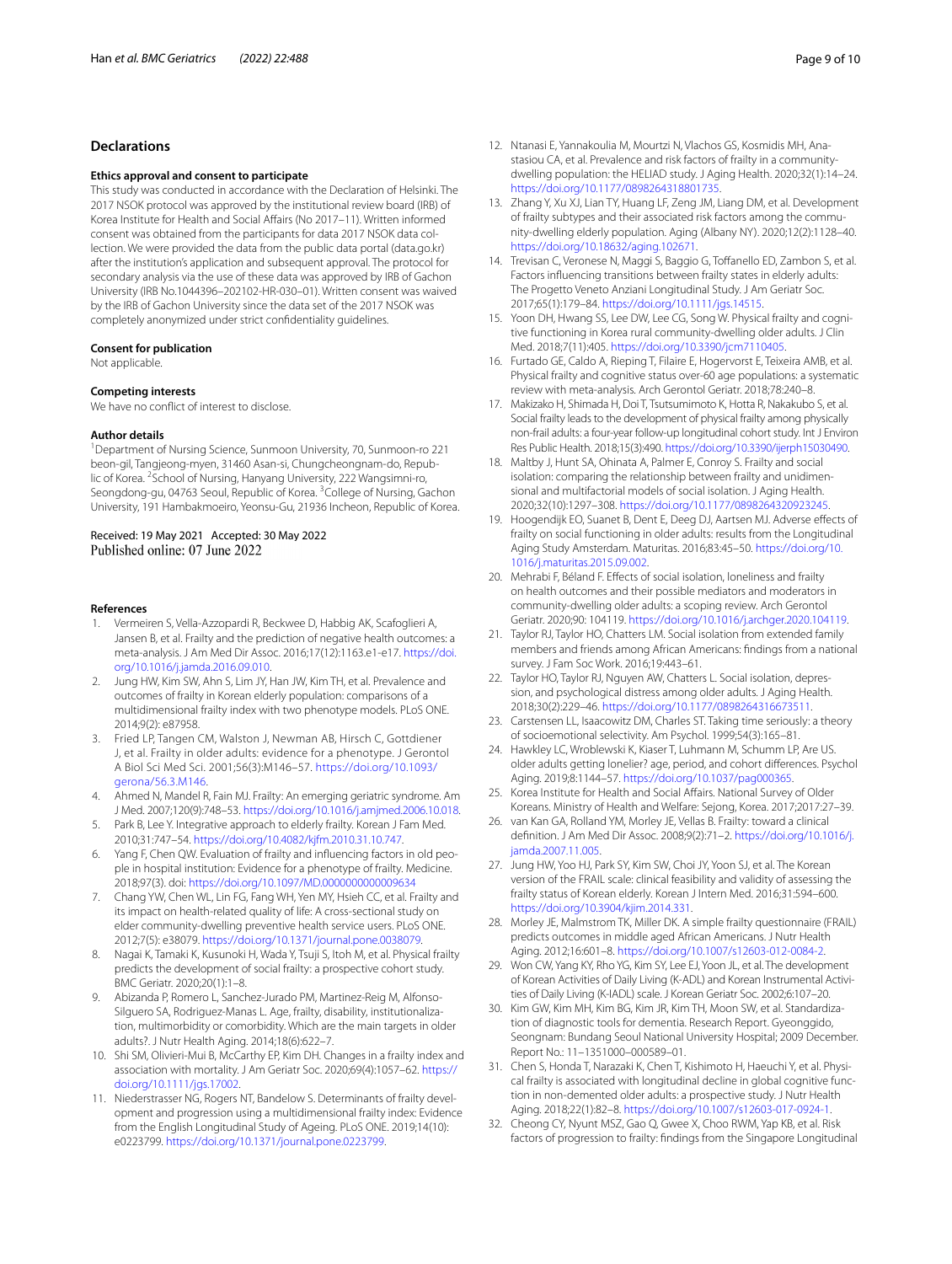## Declarations

### Ethics approval and consent to participate

This study was conducted in accordance with the Declaration of Helsinki. The 2017 NSOK protocol was approved by the institutional review board (IRB) of Korea Institute for Health and Social Affairs (No 2017–11). Written informed consent was obtained from the participants for data 2017 NSOK data collection. We were provided the data from the public data portal (data.go.kr) after the institution's application and subsequent approval. The protocol for secondary analysis via the use of these data was approved by IRB of Gachon University (IRB No.1044396–202102-HR-030–01). Written consent was waived by the IRB of Gachon University since the data set of the 2017 NSOK was completely anonymized under strict confidentiality guidelines.

### Consent for publication

Not applicable.

### Competing interests

We have no conflict of interest to disclose.

### Author details

[1]Department of Nursing Science, Sunmoon University, 70, Sunmoon-ro 221 beon-gil, Tangjeong-myen, 31460 Asan-si, Chungcheongnam-do, Republic of Korea. [2]School of Nursing, Hanyang University, 222 Wangsimni-ro, Seongdong-gu, 04763 Seoul, Republic of Korea. [3]College of Nursing, Gachon University, 191 Hambakmoeiro, Yeonsu-Gu, 21936 Incheon, Republic of Korea.

Received: 19 May 2021 Accepted: 30 May 2022
Published online: 07 June 2022

## References

1. Vermeiren S, Vella-Azzopardi R, Beckwee D, Habbig AK, Scafoglieri A, Jansen B, et al. Frailty and the prediction of negative health outcomes: a meta-analysis. J Am Med Dir Assoc. 2016;17(12):1163.e1-e17. https://doi.org/10.1016/j.jamda.2016.09.010.
2. Jung HW, Kim SW, Ahn S, Lim JY, Han JW, Kim TH, et al. Prevalence and outcomes of frailty in Korean elderly population: comparisons of a multidimensional frailty index with two phenotype models. PLoS ONE. 2014;9(2): e87958.
3. Fried LP, Tangen CM, Walston J, Newman AB, Hirsch C, Gottdiener J, et al. Frailty in older adults: evidence for a phenotype. J Gerontol A Biol Sci Med Sci. 2001;56(3):M146–57. https://doi.org/10.1093/gerona/56.3.M146.
4. Ahmed N, Mandel R, Fain MJ. Frailty: An emerging geriatric syndrome. Am J Med. 2007;120(9):748–53. https://doi.org/10.1016/j.amjmed.2006.10.018.
5. Park B, Lee Y. Integrative approach to elderly frailty. Korean J Fam Med. 2010;31:747–54. https://doi.org/10.4082/kjfm.2010.31.10.747.
6. Yang F, Chen QW. Evaluation of frailty and influencing factors in old people in hospital institution: Evidence for a phenotype of frailty. Medicine. 2018;97(3). doi: https://doi.org/10.1097/MD.0000000000009634
7. Chang YW, Chen WL, Lin FG, Fang WH, Yen MY, Hsieh CC, et al. Frailty and its impact on health-related quality of life: A cross-sectional study on elder community-dwelling preventive health service users. PLoS ONE. 2012;7(5): e38079. https://doi.org/10.1371/journal.pone.0038079.
8. Nagai K, Tamaki K, Kusunoki H, Wada Y, Tsuji S, Itoh M, et al. Physical frailty predicts the development of social frailty: a prospective cohort study. BMC Geriatr. 2020;20(1):1–8.
9. Abizanda P, Romero L, Sanchez-Jurado PM, Martinez-Reig M, Alfonso-Silguero SA, Rodriguez-Manas L. Age, frailty, disability, institutionalization, multimorbidity or comorbidity. Which are the main targets in older adults?. J Nutr Health Aging. 2014;18(6):622–7.
10. Shi SM, Olivieri-Mui B, McCarthy EP, Kim DH. Changes in a frailty index and association with mortality. J Am Geriatr Soc. 2020;69(4):1057–62. https://doi.org/10.1111/jgs.17002.
11. Niederstrasser NG, Rogers NT, Bandelow S. Determinants of frailty development and progression using a multidimensional frailty index: Evidence from the English Longitudinal Study of Ageing. PLoS ONE. 2019;14(10): e0223799. https://doi.org/10.1371/journal.pone.0223799.
12. Ntanasi E, Yannakoulia M, Mourtzi N, Vlachos GS, Kosmidis MH, Anastasiou CA, et al. Prevalence and risk factors of frailty in a community-dwelling population: the HELIAD study. J Aging Health. 2020;32(1):14–24. https://doi.org/10.1177/0898264318801735.
13. Zhang Y, Xu XJ, Lian TY, Huang LF, Zeng JM, Liang DM, et al. Development of frailty subtypes and their associated risk factors among the community-dwelling elderly population. Aging (Albany NY). 2020;12(2):1128–40. https://doi.org/10.18632/aging.102671.
14. Trevisan C, Veronese N, Maggi S, Baggio G, Toffanello ED, Zambon S, et al. Factors influencing transitions between frailty states in elderly adults: The Progetto Veneto Anziani Longitudinal Study. J Am Geriatr Soc. 2017;65(1):179–84. https://doi.org/10.1111/jgs.14515.
15. Yoon DH, Hwang SS, Lee DW, Lee CG, Song W. Physical frailty and cognitive functioning in Korea rural community-dwelling older adults. J Clin Med. 2018;7(11):405. https://doi.org/10.3390/jcm7110405.
16. Furtado GE, Caldo A, Rieping T, Filaire E, Hogervorst E, Teixeira AMB, et al. Physical frailty and cognitive status over-60 age populations: a systematic review with meta-analysis. Arch Gerontol Geriatr. 2018;78:240–8.
17. Makizako H, Shimada H, Doi T, Tsutsumimoto K, Hotta R, Nakakubo S, et al. Social frailty leads to the development of physical frailty among physically non-frail adults: a four-year follow-up longitudinal cohort study. Int J Environ Res Public Health. 2018;15(3):490. https://doi.org/10.3390/ijerph15030490.
18. Maltby J, Hunt SA, Ohinata A, Palmer E, Conroy S. Frailty and social isolation: comparing the relationship between frailty and unidimensional and multifactorial models of social isolation. J Aging Health. 2020;32(10):1297–308. https://doi.org/10.1177/0898264320923245.
19. Hoogendijk EO, Suanet B, Dent E, Deeg DJ, Aartsen MJ. Adverse effects of frailty on social functioning in older adults: results from the Longitudinal Aging Study Amsterdam. Maturitas. 2016;83:45–50. https://doi.org/10.1016/j.maturitas.2015.09.002.
20. Mehrabi F, Béland F. Effects of social isolation, loneliness and frailty on health outcomes and their possible mediators and moderators in community-dwelling older adults: a scoping review. Arch Gerontol Geriatr. 2020;90: 104119. https://doi.org/10.1016/j.archger.2020.104119.
21. Taylor RJ, Taylor HO, Chatters LM. Social isolation from extended family members and friends among African Americans: findings from a national survey. J Fam Soc Work. 2016;19:443–61.
22. Taylor HO, Taylor RJ, Nguyen AW, Chatters L. Social isolation, depression, and psychological distress among older adults. J Aging Health. 2018;30(2):229–46. https://doi.org/10.1177/0898264316673511.
23. Carstensen LL, Isaacowitz DM, Charles ST. Taking time seriously: a theory of socioemotional selectivity. Am Psychol. 1999;54(3):165–81.
24. Hawkley LC, Wroblewski K, Kiaser T, Luhmann M, Schumm LP, Are US. older adults getting lonelier? age, period, and cohort differences. Psychol Aging. 2019;8:1144–57. https://doi.org/10.1037/pag000365.
25. Korea Institute for Health and Social Affairs. National Survey of Older Koreans. Ministry of Health and Welfare: Sejong, Korea. 2017;2017:27–39.
26. van Kan GA, Rolland YM, Morley JE, Vellas B. Frailty: toward a clinical definition. J Am Med Dir Assoc. 2008;9(2):71–2. https://doi.org/10.1016/j.jamda.2007.11.005.
27. Jung HW, Yoo HJ, Park SY, Kim SW, Choi JY, Yoon SJ, et al. The Korean version of the FRAIL scale: clinical feasibility and validity of assessing the frailty status of Korean elderly. Korean J Intern Med. 2016;31:594–600. https://doi.org/10.3904/kjim.2014.331.
28. Morley JE, Malmstrom TK, Miller DK. A simple frailty questionnaire (FRAIL) predicts outcomes in middle aged African Americans. J Nutr Health Aging. 2012;16:601–8. https://doi.org/10.1007/s12603-012-0084-2.
29. Won CW, Yang KY, Rho YG, Kim SY, Lee EJ, Yoon JL, et al. The development of Korean Activities of Daily Living (K-ADL) and Korean Instrumental Activities of Daily Living (K-IADL) scale. J Korean Geriatr Soc. 2002;6:107–20.
30. Kim GW, Kim MH, Kim BG, Kim JR, Kim TH, Moon SW, et al. Standardization of diagnostic tools for dementia. Research Report. Gyeonggido, Seongnam: Bundang Seoul National University Hospital; 2009 December. Report No.: 11–1351000–000589–01.
31. Chen S, Honda T, Narazaki K, Chen T, Kishimoto H, Haeuchi Y, et al. Physical frailty is associated with longitudinal decline in global cognitive function in non-demented older adults: a prospective study. J Nutr Health Aging. 2018;22(1):82–8. https://doi.org/10.1007/s12603-017-0924-1.
32. Cheong CY, Nyunt MSZ, Gao Q, Gwee X, Choo RWM, Yap KB, et al. Risk factors of progression to frailty: findings from the Singapore Longitudinal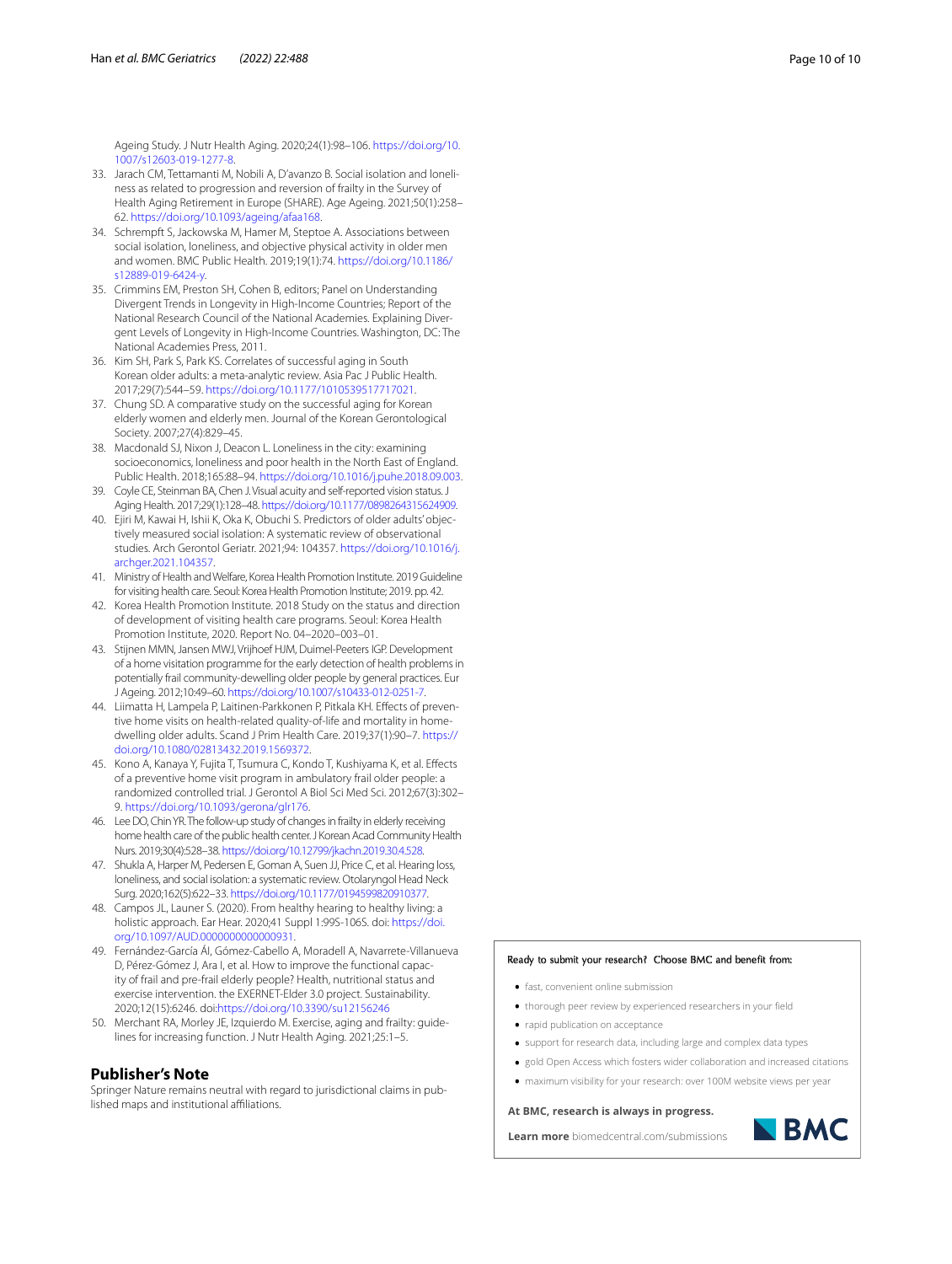Ageing Study. J Nutr Health Aging. 2020;24(1):98–106. https://doi.org/10.1007/s12603-019-1277-8.

33. Jarach CM, Tettamanti M, Nobili A, D'avanzo B. Social isolation and loneliness as related to progression and reversion of frailty in the Survey of Health Aging Retirement in Europe (SHARE). Age Ageing. 2021;50(1):258–62. https://doi.org/10.1093/ageing/afaa168.
34. Schrempft S, Jackowska M, Hamer M, Steptoe A. Associations between social isolation, loneliness, and objective physical activity in older men and women. BMC Public Health. 2019;19(1):74. https://doi.org/10.1186/s12889-019-6424-y.
35. Crimmins EM, Preston SH, Cohen B, editors; Panel on Understanding Divergent Trends in Longevity in High-Income Countries; Report of the National Research Council of the National Academies. Explaining Divergent Levels of Longevity in High-Income Countries. Washington, DC: The National Academies Press, 2011.
36. Kim SH, Park S, Park KS. Correlates of successful aging in South Korean older adults: a meta-analytic review. Asia Pac J Public Health. 2017;29(7):544–59. https://doi.org/10.1177/1010539517717021.
37. Chung SD. A comparative study on the successful aging for Korean elderly women and elderly men. Journal of the Korean Gerontological Society. 2007;27(4):829–45.
38. Macdonald SJ, Nixon J, Deacon L. Loneliness in the city: examining socioeconomics, loneliness and poor health in the North East of England. Public Health. 2018;165:88–94. https://doi.org/10.1016/j.puhe.2018.09.003.
39. Coyle CE, Steinman BA, Chen J. Visual acuity and self-reported vision status. J Aging Health. 2017;29(1):128–48. https://doi.org/10.1177/0898264315624909.
40. Ejiri M, Kawai H, Ishii K, Oka K, Obuchi S. Predictors of older adults' objectively measured social isolation: A systematic review of observational studies. Arch Gerontol Geriatr. 2021;94: 104357. https://doi.org/10.1016/j.archger.2021.104357.
41. Ministry of Health and Welfare, Korea Health Promotion Institute. 2019 Guideline for visiting health care. Seoul: Korea Health Promotion Institute; 2019. pp. 42.
42. Korea Health Promotion Institute. 2018 Study on the status and direction of development of visiting health care programs. Seoul: Korea Health Promotion Institute, 2020. Report No. 04–2020–003–01.
43. Stijnen MMN, Jansen MWJ, Vrijhoef HJM, Duimel-Peeters IGP. Development of a home visitation programme for the early detection of health problems in potentially frail community-dewelling older people by general practices. Eur J Ageing. 2012;10:49–60. https://doi.org/10.1007/s10433-012-0251-7.
44. Liimatta H, Lampela P, Laitinen-Parkkonen P, Pitkala KH. Effects of preventive home visits on health-related quality-of-life and mortality in home-dwelling older adults. Scand J Prim Health Care. 2019;37(1):90–7. https://doi.org/10.1080/02813432.2019.1569372.
45. Kono A, Kanaya Y, Fujita T, Tsumura C, Kondo T, Kushiyama K, et al. Effects of a preventive home visit program in ambulatory frail older people: a randomized controlled trial. J Gerontol A Biol Sci Med Sci. 2012;67(3):302–9. https://doi.org/10.1093/gerona/glr176.
46. Lee DO, Chin YR. The follow-up study of changes in frailty in elderly receiving home health care of the public health center. J Korean Acad Community Health Nurs. 2019;30(4):528–38. https://doi.org/10.12799/jkachn.2019.30.4.528.
47. Shukla A, Harper M, Pedersen E, Goman A, Suen JJ, Price C, et al. Hearing loss, loneliness, and social isolation: a systematic review. Otolaryngol Head Neck Surg. 2020;162(5):622–33. https://doi.org/10.1177/0194599820910377.
48. Campos JL, Launer S. (2020). From healthy hearing to healthy living: a holistic approach. Ear Hear. 2020;41 Suppl 1:99S-106S. doi: https://doi.org/10.1097/AUD.0000000000000931.
49. Fernández-García ÁI, Gómez-Cabello A, Moradell A, Navarrete-Villanueva D, Pérez-Gómez J, Ara I, et al. How to improve the functional capacity of frail and pre-frail elderly people? Health, nutritional status and exercise intervention. the EXERNET-Elder 3.0 project. Sustainability. 2020;12(15):6246. doi:https://doi.org/10.3390/su12156246
50. Merchant RA, Morley JE, Izquierdo M. Exercise, aging and frailty: guidelines for increasing function. J Nutr Health Aging. 2021;25:1–5.

## Publisher's Note

Springer Nature remains neutral with regard to jurisdictional claims in published maps and institutional affiliations.

Ready to submit your research? Choose BMC and benefit from:

- fast, convenient online submission
- thorough peer review by experienced researchers in your field
- rapid publication on acceptance
- support for research data, including large and complex data types
- gold Open Access which fosters wider collaboration and increased citations
- maximum visibility for your research: over 100M website views per year

**At BMC, research is always in progress.**

**Learn more** biomedcentral.com/submissions

BMC